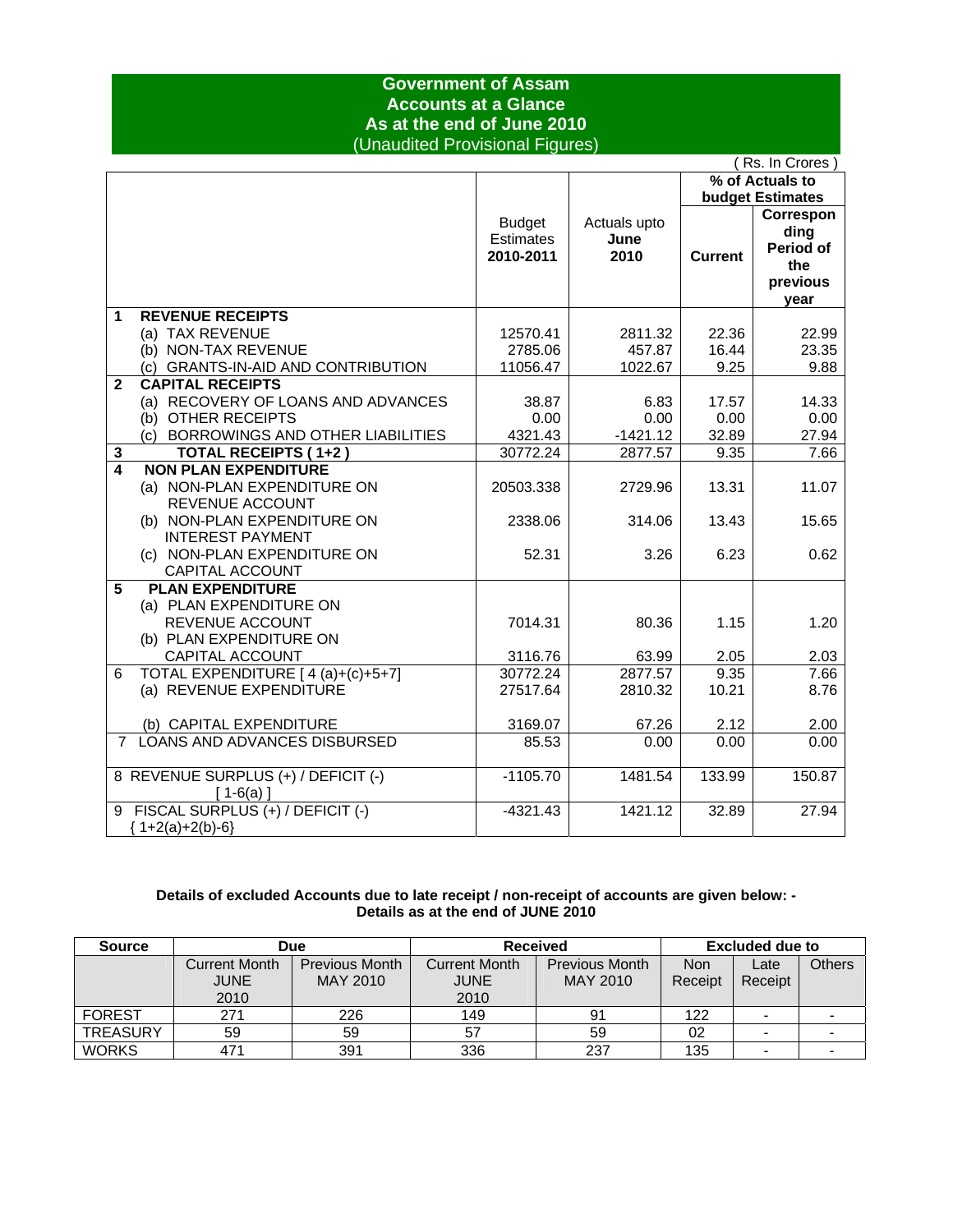# Government of Assam
## Accounts at a Glance
## As at the end of June 2010
(Unaudited Provisional Figures)

( Rs. In Crores )

| | | Budget Estimates 2010-2011 | Actuals upto June 2010 | % of Actuals to budget Estimates | |
|---|---|---|---|---|---|
| | | | | **Current** | **Corresponding Period of the previous year** |
| **1** | **REVENUE RECEIPTS** | | | | |
| | (a) TAX REVENUE | 12570.41 | 2811.32 | 22.36 | 22.99 |
| | (b) NON-TAX REVENUE | 2785.06 | 457.87 | 16.44 | 23.35 |
| | (c) GRANTS-IN-AID AND CONTRIBUTION | 11056.47 | 1022.67 | 9.25 | 9.88 |
| **2** | **CAPITAL RECEIPTS** | | | | |
| | (a) RECOVERY OF LOANS AND ADVANCES | 38.87 | 6.83 | 17.57 | 14.33 |
| | (b) OTHER RECEIPTS | 0.00 | 0.00 | 0.00 | 0.00 |
| | (c) BORROWINGS AND OTHER LIABILITIES | 4321.43 | -1421.12 | 32.89 | 27.94 |
| **3** | **TOTAL RECEIPTS ( 1+2 )** | 30772.24 | 2877.57 | 9.35 | 7.66 |
| **4** | **NON PLAN EXPENDITURE** | | | | |
| | (a) NON-PLAN EXPENDITURE ON REVENUE ACCOUNT | 20503.338 | 2729.96 | 13.31 | 11.07 |
| | (b) NON-PLAN EXPENDITURE ON INTEREST PAYMENT | 2338.06 | 314.06 | 13.43 | 15.65 |
| | (c) NON-PLAN EXPENDITURE ON CAPITAL ACCOUNT | 52.31 | 3.26 | 6.23 | 0.62 |
| **5** | **PLAN EXPENDITURE** | | | | |
| | (a) PLAN EXPENDITURE ON REVENUE ACCOUNT | 7014.31 | 80.36 | 1.15 | 1.20 |
| | (b) PLAN EXPENDITURE ON CAPITAL ACCOUNT | 3116.76 | 63.99 | 2.05 | 2.03 |
| 6 | TOTAL EXPENDITURE [ 4 (a)+(c)+5+7] | 30772.24 | 2877.57 | 9.35 | 7.66 |
| | (a) REVENUE EXPENDITURE | 27517.64 | 2810.32 | 10.21 | 8.76 |
| | (b) CAPITAL EXPENDITURE | 3169.07 | 67.26 | 2.12 | 2.00 |
| 7 | LOANS AND ADVANCES DISBURSED | 85.53 | 0.00 | 0.00 | 0.00 |
| 8 | REVENUE SURPLUS (+) / DEFICIT (-) [ 1-6(a) ] | -1105.70 | 1481.54 | 133.99 | 150.87 |
| 9 | FISCAL SURPLUS (+) / DEFICIT (-) { 1+2(a)+2(b)-6} | -4321.43 | 1421.12 | 32.89 | 27.94 |

**Details of excluded Accounts due to late receipt / non-receipt of accounts are given below: -**
**Details as at the end of JUNE 2010**

| Source | Due | | Received | | Excluded due to | | |
|---|---|---|---|---|---|---|---|
| | Current Month JUNE 2010 | Previous Month MAY 2010 | Current Month JUNE 2010 | Previous Month MAY 2010 | Non Receipt | Late Receipt | Others |
| FOREST | 271 | 226 | 149 | 91 | 122 | - | - |
| TREASURY | 59 | 59 | 57 | 59 | 02 | - | - |
| WORKS | 471 | 391 | 336 | 237 | 135 | - | - |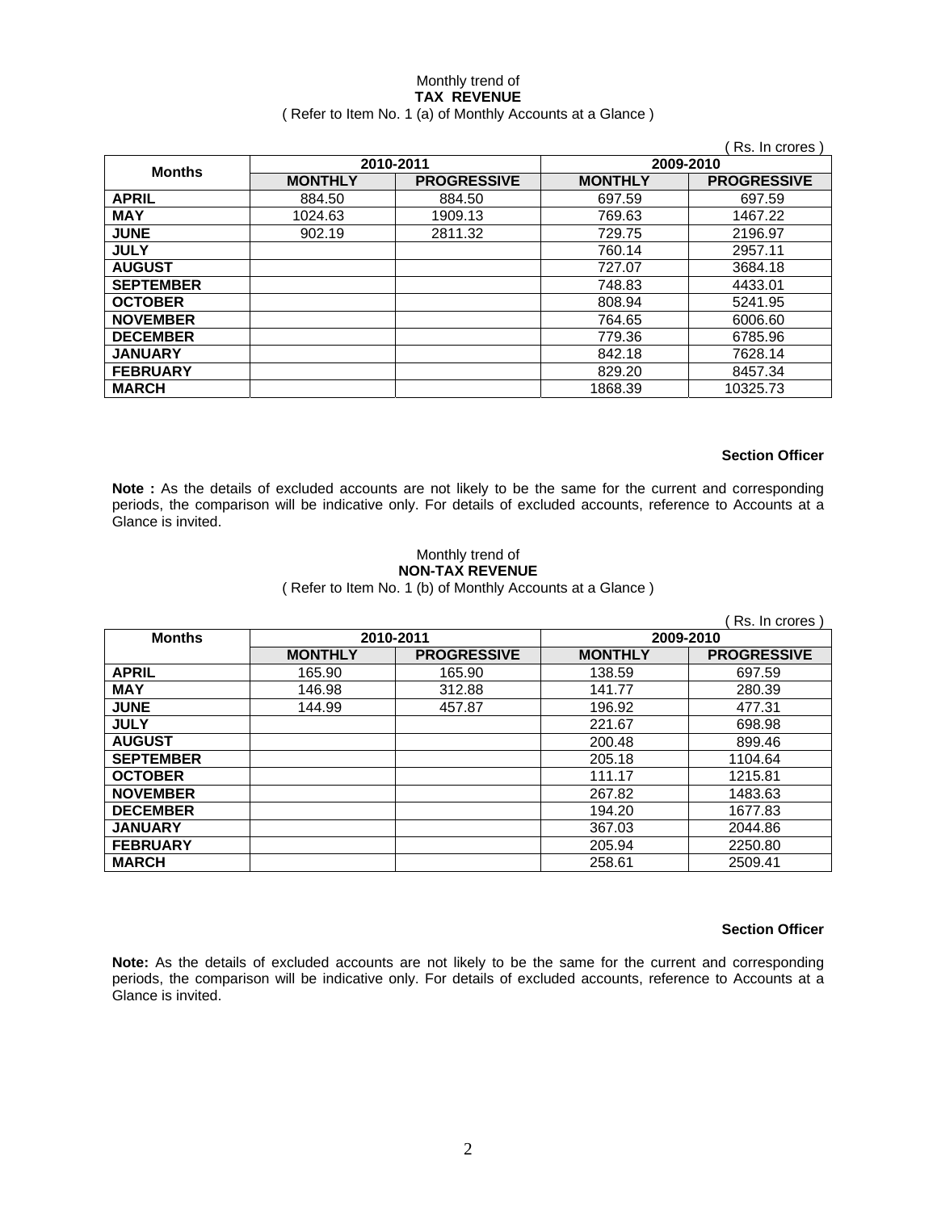Monthly trend of
**TAX REVENUE**
( Refer to Item No. 1 (a) of Monthly Accounts at a Glance )

( Rs. In crores )

| Months | 2010-2011 | | 2009-2010 | |
|---|---|---|---|---|
| | **MONTHLY** | **PROGRESSIVE** | **MONTHLY** | **PROGRESSIVE** |
| **APRIL** | 884.50 | 884.50 | 697.59 | 697.59 |
| **MAY** | 1024.63 | 1909.13 | 769.63 | 1467.22 |
| **JUNE** | 902.19 | 2811.32 | 729.75 | 2196.97 |
| **JULY** | | | 760.14 | 2957.11 |
| **AUGUST** | | | 727.07 | 3684.18 |
| **SEPTEMBER** | | | 748.83 | 4433.01 |
| **OCTOBER** | | | 808.94 | 5241.95 |
| **NOVEMBER** | | | 764.65 | 6006.60 |
| **DECEMBER** | | | 779.36 | 6785.96 |
| **JANUARY** | | | 842.18 | 7628.14 |
| **FEBRUARY** | | | 829.20 | 8457.34 |
| **MARCH** | | | 1868.39 | 10325.73 |

**Section Officer**

**Note :** As the details of excluded accounts are not likely to be the same for the current and corresponding periods, the comparison will be indicative only. For details of excluded accounts, reference to Accounts at a Glance is invited.

Monthly trend of
**NON-TAX REVENUE**
( Refer to Item No. 1 (b) of Monthly Accounts at a Glance )

( Rs. In crores )

| Months | 2010-2011 | | 2009-2010 | |
|---|---|---|---|---|
| | **MONTHLY** | **PROGRESSIVE** | **MONTHLY** | **PROGRESSIVE** |
| **APRIL** | 165.90 | 165.90 | 138.59 | 697.59 |
| **MAY** | 146.98 | 312.88 | 141.77 | 280.39 |
| **JUNE** | 144.99 | 457.87 | 196.92 | 477.31 |
| **JULY** | | | 221.67 | 698.98 |
| **AUGUST** | | | 200.48 | 899.46 |
| **SEPTEMBER** | | | 205.18 | 1104.64 |
| **OCTOBER** | | | 111.17 | 1215.81 |
| **NOVEMBER** | | | 267.82 | 1483.63 |
| **DECEMBER** | | | 194.20 | 1677.83 |
| **JANUARY** | | | 367.03 | 2044.86 |
| **FEBRUARY** | | | 205.94 | 2250.80 |
| **MARCH** | | | 258.61 | 2509.41 |

**Section Officer**

**Note:** As the details of excluded accounts are not likely to be the same for the current and corresponding periods, the comparison will be indicative only. For details of excluded accounts, reference to Accounts at a Glance is invited.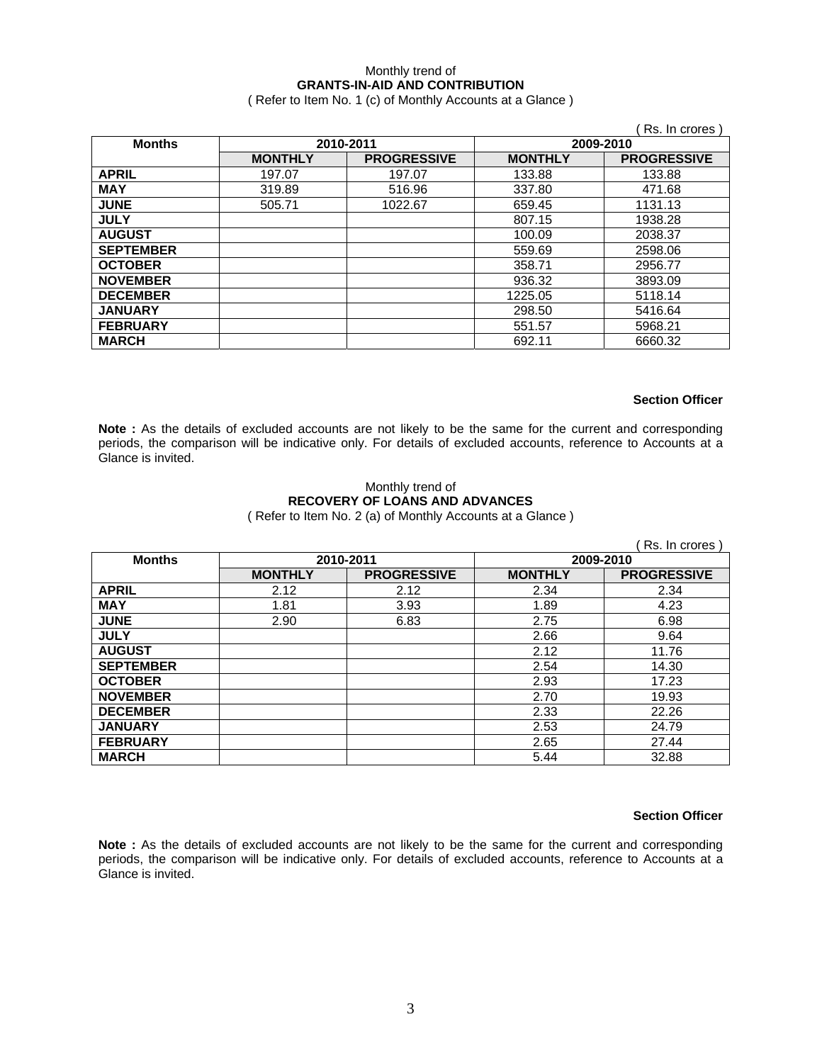Monthly trend of

**GRANTS-IN-AID AND CONTRIBUTION**

( Refer to Item No. 1 (c) of Monthly Accounts at a Glance )

( Rs. In crores )

| Months | 2010-2011 | | 2009-2010 | |
|---|---|---|---|---|
| | MONTHLY | PROGRESSIVE | MONTHLY | PROGRESSIVE |
| APRIL | 197.07 | 197.07 | 133.88 | 133.88 |
| MAY | 319.89 | 516.96 | 337.80 | 471.68 |
| JUNE | 505.71 | 1022.67 | 659.45 | 1131.13 |
| JULY | | | 807.15 | 1938.28 |
| AUGUST | | | 100.09 | 2038.37 |
| SEPTEMBER | | | 559.69 | 2598.06 |
| OCTOBER | | | 358.71 | 2956.77 |
| NOVEMBER | | | 936.32 | 3893.09 |
| DECEMBER | | | 1225.05 | 5118.14 |
| JANUARY | | | 298.50 | 5416.64 |
| FEBRUARY | | | 551.57 | 5968.21 |
| MARCH | | | 692.11 | 6660.32 |

**Section Officer**

**Note :** As the details of excluded accounts are not likely to be the same for the current and corresponding periods, the comparison will be indicative only. For details of excluded accounts, reference to Accounts at a Glance is invited.

Monthly trend of

**RECOVERY OF LOANS AND ADVANCES**

( Refer to Item No. 2 (a) of Monthly Accounts at a Glance )

( Rs. In crores )

| Months | 2010-2011 | | 2009-2010 | |
|---|---|---|---|---|
| | MONTHLY | PROGRESSIVE | MONTHLY | PROGRESSIVE |
| APRIL | 2.12 | 2.12 | 2.34 | 2.34 |
| MAY | 1.81 | 3.93 | 1.89 | 4.23 |
| JUNE | 2.90 | 6.83 | 2.75 | 6.98 |
| JULY | | | 2.66 | 9.64 |
| AUGUST | | | 2.12 | 11.76 |
| SEPTEMBER | | | 2.54 | 14.30 |
| OCTOBER | | | 2.93 | 17.23 |
| NOVEMBER | | | 2.70 | 19.93 |
| DECEMBER | | | 2.33 | 22.26 |
| JANUARY | | | 2.53 | 24.79 |
| FEBRUARY | | | 2.65 | 27.44 |
| MARCH | | | 5.44 | 32.88 |

**Section Officer**

**Note :** As the details of excluded accounts are not likely to be the same for the current and corresponding periods, the comparison will be indicative only. For details of excluded accounts, reference to Accounts at a Glance is invited.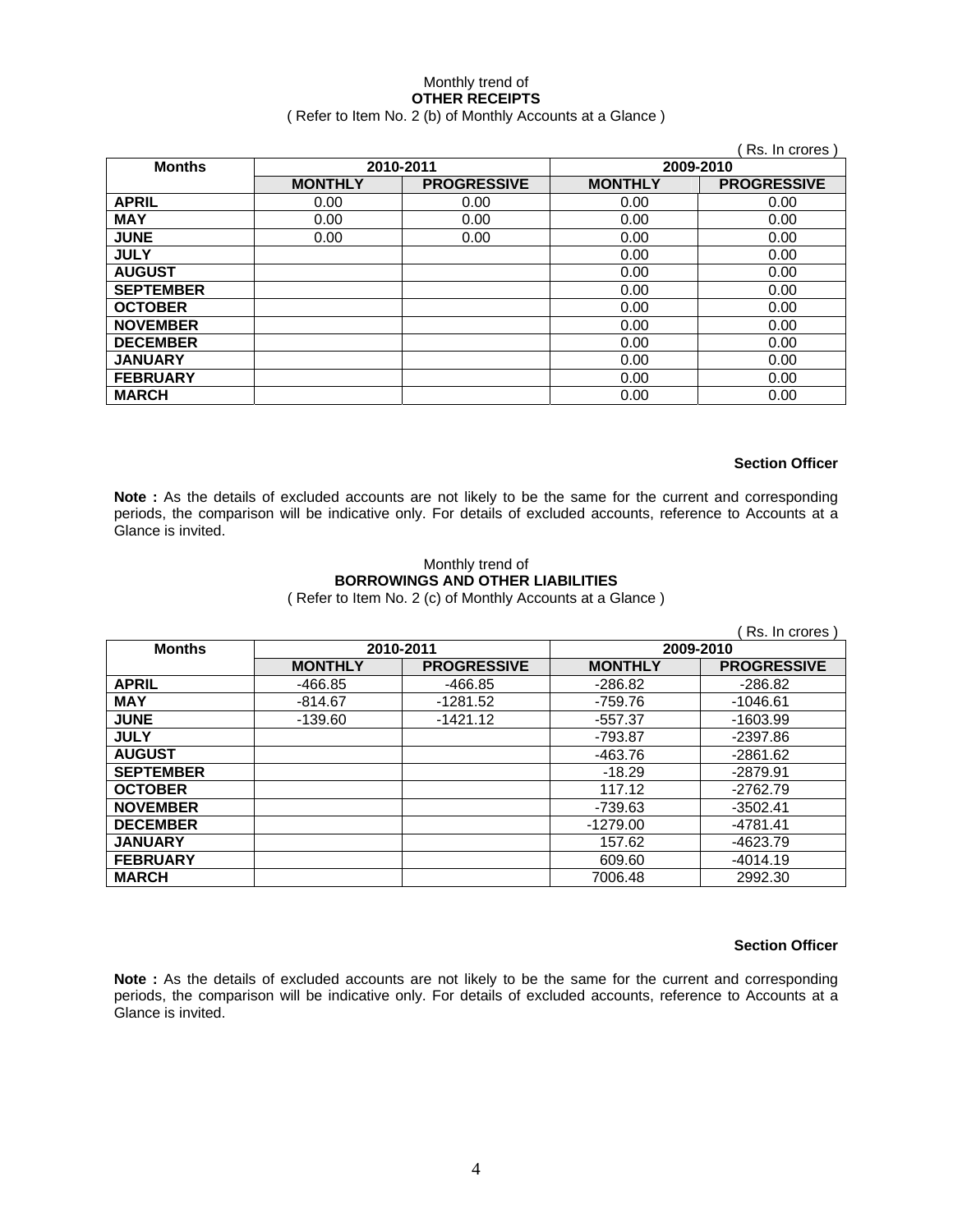Monthly trend of
**OTHER RECEIPTS**
( Refer to Item No. 2 (b) of Monthly Accounts at a Glance )

( Rs. In crores )

| Months | 2010-2011 | | 2009-2010 | |
|---|---|---|---|---|
| | MONTHLY | PROGRESSIVE | MONTHLY | PROGRESSIVE |
| APRIL | 0.00 | 0.00 | 0.00 | 0.00 |
| MAY | 0.00 | 0.00 | 0.00 | 0.00 |
| JUNE | 0.00 | 0.00 | 0.00 | 0.00 |
| JULY | | | 0.00 | 0.00 |
| AUGUST | | | 0.00 | 0.00 |
| SEPTEMBER | | | 0.00 | 0.00 |
| OCTOBER | | | 0.00 | 0.00 |
| NOVEMBER | | | 0.00 | 0.00 |
| DECEMBER | | | 0.00 | 0.00 |
| JANUARY | | | 0.00 | 0.00 |
| FEBRUARY | | | 0.00 | 0.00 |
| MARCH | | | 0.00 | 0.00 |

**Section Officer**

**Note :** As the details of excluded accounts are not likely to be the same for the current and corresponding periods, the comparison will be indicative only. For details of excluded accounts, reference to Accounts at a Glance is invited.

Monthly trend of
**BORROWINGS AND OTHER LIABILITIES**
( Refer to Item No. 2 (c) of Monthly Accounts at a Glance )

( Rs. In crores )

| Months | 2010-2011 | | 2009-2010 | |
|---|---|---|---|---|
| | MONTHLY | PROGRESSIVE | MONTHLY | PROGRESSIVE |
| APRIL | -466.85 | -466.85 | -286.82 | -286.82 |
| MAY | -814.67 | -1281.52 | -759.76 | -1046.61 |
| JUNE | -139.60 | -1421.12 | -557.37 | -1603.99 |
| JULY | | | -793.87 | -2397.86 |
| AUGUST | | | -463.76 | -2861.62 |
| SEPTEMBER | | | -18.29 | -2879.91 |
| OCTOBER | | | 117.12 | -2762.79 |
| NOVEMBER | | | -739.63 | -3502.41 |
| DECEMBER | | | -1279.00 | -4781.41 |
| JANUARY | | | 157.62 | -4623.79 |
| FEBRUARY | | | 609.60 | -4014.19 |
| MARCH | | | 7006.48 | 2992.30 |

**Section Officer**

**Note :** As the details of excluded accounts are not likely to be the same for the current and corresponding periods, the comparison will be indicative only. For details of excluded accounts, reference to Accounts at a Glance is invited.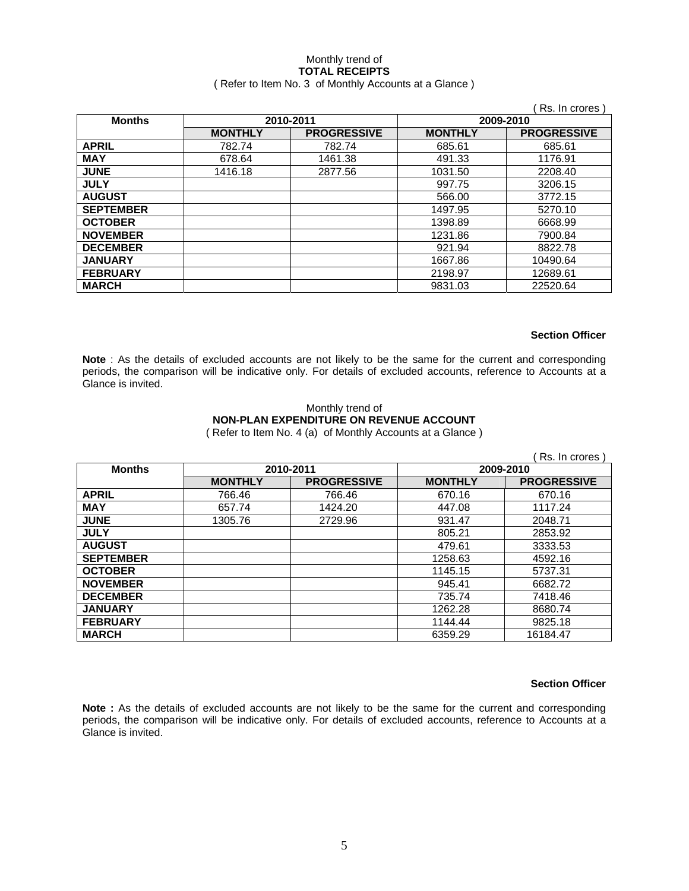Monthly trend of

**TOTAL RECEIPTS**

( Refer to Item No. 3 of Monthly Accounts at a Glance )

( Rs. In crores )

| Months | 2010-2011 | | 2009-2010 | |
|---|---|---|---|---|
| | **MONTHLY** | **PROGRESSIVE** | **MONTHLY** | **PROGRESSIVE** |
| **APRIL** | 782.74 | 782.74 | 685.61 | 685.61 |
| **MAY** | 678.64 | 1461.38 | 491.33 | 1176.91 |
| **JUNE** | 1416.18 | 2877.56 | 1031.50 | 2208.40 |
| **JULY** | | | 997.75 | 3206.15 |
| **AUGUST** | | | 566.00 | 3772.15 |
| **SEPTEMBER** | | | 1497.95 | 5270.10 |
| **OCTOBER** | | | 1398.89 | 6668.99 |
| **NOVEMBER** | | | 1231.86 | 7900.84 |
| **DECEMBER** | | | 921.94 | 8822.78 |
| **JANUARY** | | | 1667.86 | 10490.64 |
| **FEBRUARY** | | | 2198.97 | 12689.61 |
| **MARCH** | | | 9831.03 | 22520.64 |

**Section Officer**

**Note** : As the details of excluded accounts are not likely to be the same for the current and corresponding periods, the comparison will be indicative only. For details of excluded accounts, reference to Accounts at a Glance is invited.

Monthly trend of

**NON-PLAN EXPENDITURE ON REVENUE ACCOUNT**

( Refer to Item No. 4 (a) of Monthly Accounts at a Glance )

( Rs. In crores )

| Months | 2010-2011 | | 2009-2010 | |
|---|---|---|---|---|
| | **MONTHLY** | **PROGRESSIVE** | **MONTHLY** | **PROGRESSIVE** |
| **APRIL** | 766.46 | 766.46 | 670.16 | 670.16 |
| **MAY** | 657.74 | 1424.20 | 447.08 | 1117.24 |
| **JUNE** | 1305.76 | 2729.96 | 931.47 | 2048.71 |
| **JULY** | | | 805.21 | 2853.92 |
| **AUGUST** | | | 479.61 | 3333.53 |
| **SEPTEMBER** | | | 1258.63 | 4592.16 |
| **OCTOBER** | | | 1145.15 | 5737.31 |
| **NOVEMBER** | | | 945.41 | 6682.72 |
| **DECEMBER** | | | 735.74 | 7418.46 |
| **JANUARY** | | | 1262.28 | 8680.74 |
| **FEBRUARY** | | | 1144.44 | 9825.18 |
| **MARCH** | | | 6359.29 | 16184.47 |

**Section Officer**

**Note :** As the details of excluded accounts are not likely to be the same for the current and corresponding periods, the comparison will be indicative only. For details of excluded accounts, reference to Accounts at a Glance is invited.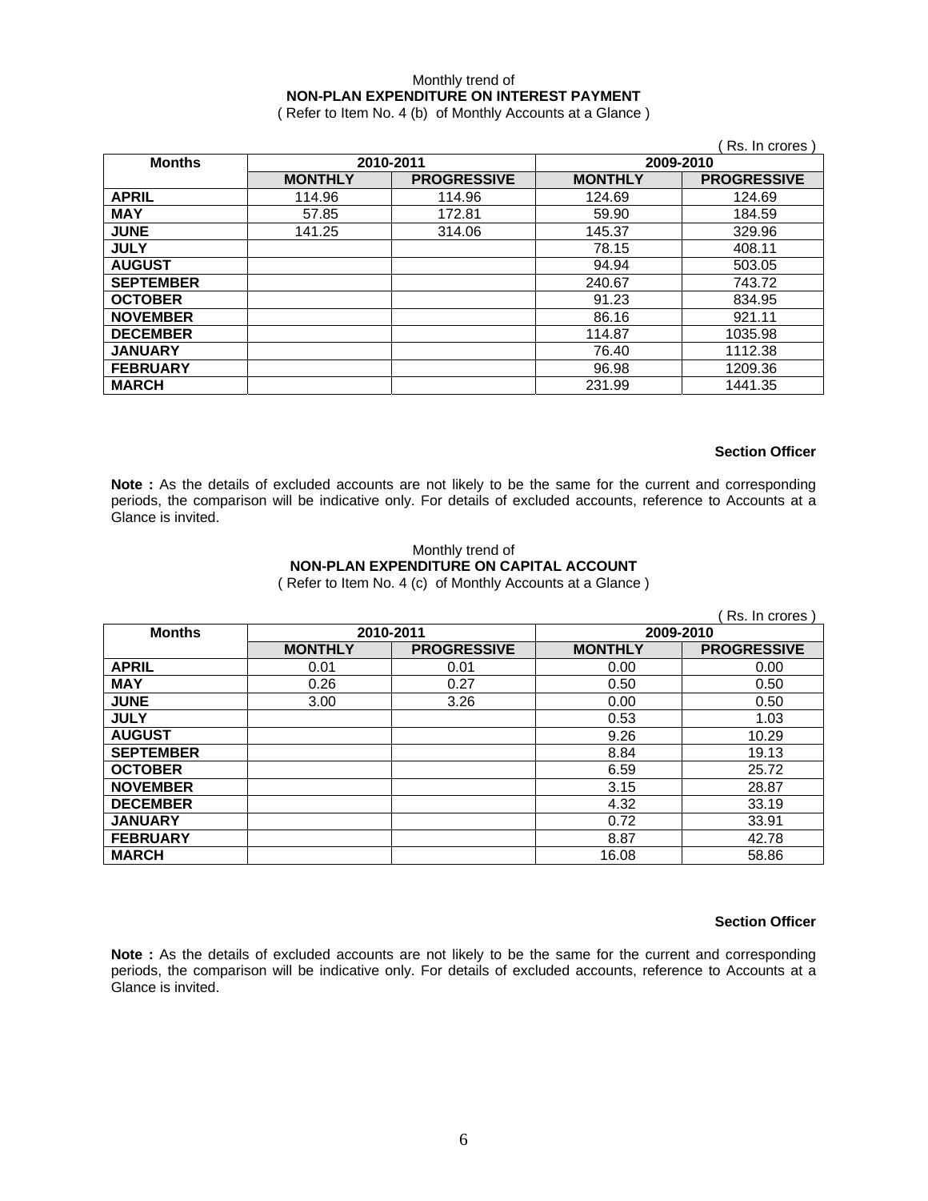Monthly trend of

**NON-PLAN EXPENDITURE ON INTEREST PAYMENT**

( Refer to Item No. 4 (b) of Monthly Accounts at a Glance )

( Rs. In crores )

| Months | 2010-2011 | | 2009-2010 | |
|---|---|---|---|---|
| | MONTHLY | PROGRESSIVE | MONTHLY | PROGRESSIVE |
| APRIL | 114.96 | 114.96 | 124.69 | 124.69 |
| MAY | 57.85 | 172.81 | 59.90 | 184.59 |
| JUNE | 141.25 | 314.06 | 145.37 | 329.96 |
| JULY | | | 78.15 | 408.11 |
| AUGUST | | | 94.94 | 503.05 |
| SEPTEMBER | | | 240.67 | 743.72 |
| OCTOBER | | | 91.23 | 834.95 |
| NOVEMBER | | | 86.16 | 921.11 |
| DECEMBER | | | 114.87 | 1035.98 |
| JANUARY | | | 76.40 | 1112.38 |
| FEBRUARY | | | 96.98 | 1209.36 |
| MARCH | | | 231.99 | 1441.35 |

**Section Officer**

**Note :** As the details of excluded accounts are not likely to be the same for the current and corresponding periods, the comparison will be indicative only. For details of excluded accounts, reference to Accounts at a Glance is invited.

Monthly trend of

**NON-PLAN EXPENDITURE ON CAPITAL ACCOUNT**

( Refer to Item No. 4 (c) of Monthly Accounts at a Glance )

( Rs. In crores )

| Months | 2010-2011 | | 2009-2010 | |
|---|---|---|---|---|
| | MONTHLY | PROGRESSIVE | MONTHLY | PROGRESSIVE |
| APRIL | 0.01 | 0.01 | 0.00 | 0.00 |
| MAY | 0.26 | 0.27 | 0.50 | 0.50 |
| JUNE | 3.00 | 3.26 | 0.00 | 0.50 |
| JULY | | | 0.53 | 1.03 |
| AUGUST | | | 9.26 | 10.29 |
| SEPTEMBER | | | 8.84 | 19.13 |
| OCTOBER | | | 6.59 | 25.72 |
| NOVEMBER | | | 3.15 | 28.87 |
| DECEMBER | | | 4.32 | 33.19 |
| JANUARY | | | 0.72 | 33.91 |
| FEBRUARY | | | 8.87 | 42.78 |
| MARCH | | | 16.08 | 58.86 |

**Section Officer**

**Note :** As the details of excluded accounts are not likely to be the same for the current and corresponding periods, the comparison will be indicative only. For details of excluded accounts, reference to Accounts at a Glance is invited.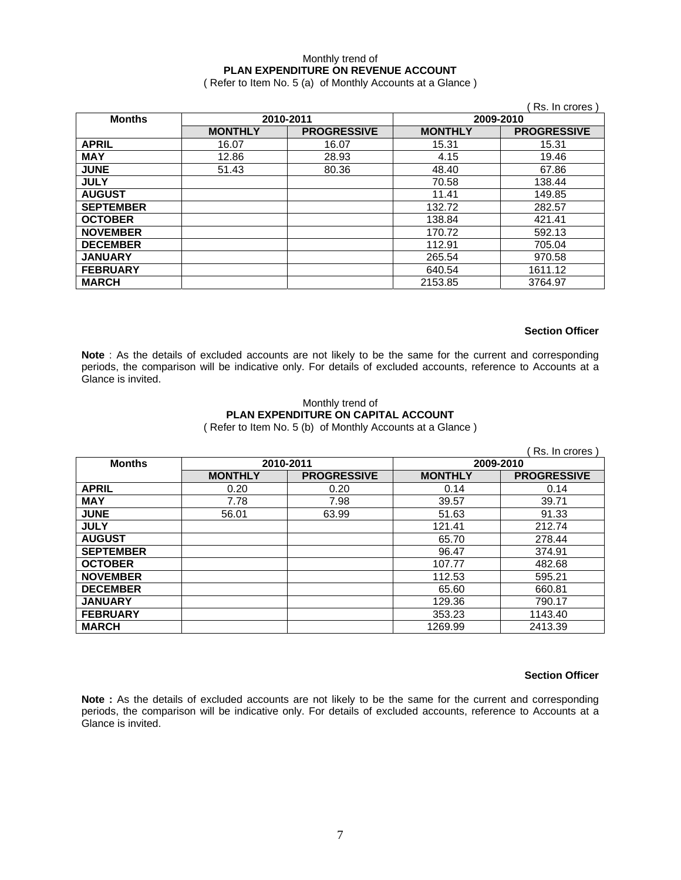Monthly trend of

**PLAN EXPENDITURE ON REVENUE ACCOUNT**

( Refer to Item No. 5 (a) of Monthly Accounts at a Glance )

( Rs. In crores )

| Months | 2010-2011 | | 2009-2010 | |
|---|---|---|---|---|
| | MONTHLY | PROGRESSIVE | MONTHLY | PROGRESSIVE |
| APRIL | 16.07 | 16.07 | 15.31 | 15.31 |
| MAY | 12.86 | 28.93 | 4.15 | 19.46 |
| JUNE | 51.43 | 80.36 | 48.40 | 67.86 |
| JULY | | | 70.58 | 138.44 |
| AUGUST | | | 11.41 | 149.85 |
| SEPTEMBER | | | 132.72 | 282.57 |
| OCTOBER | | | 138.84 | 421.41 |
| NOVEMBER | | | 170.72 | 592.13 |
| DECEMBER | | | 112.91 | 705.04 |
| JANUARY | | | 265.54 | 970.58 |
| FEBRUARY | | | 640.54 | 1611.12 |
| MARCH | | | 2153.85 | 3764.97 |

**Section Officer**

**Note** : As the details of excluded accounts are not likely to be the same for the current and corresponding periods, the comparison will be indicative only. For details of excluded accounts, reference to Accounts at a Glance is invited.

Monthly trend of

**PLAN EXPENDITURE ON CAPITAL ACCOUNT**

( Refer to Item No. 5 (b) of Monthly Accounts at a Glance )

( Rs. In crores )

| Months | 2010-2011 | | 2009-2010 | |
|---|---|---|---|---|
| | MONTHLY | PROGRESSIVE | MONTHLY | PROGRESSIVE |
| APRIL | 0.20 | 0.20 | 0.14 | 0.14 |
| MAY | 7.78 | 7.98 | 39.57 | 39.71 |
| JUNE | 56.01 | 63.99 | 51.63 | 91.33 |
| JULY | | | 121.41 | 212.74 |
| AUGUST | | | 65.70 | 278.44 |
| SEPTEMBER | | | 96.47 | 374.91 |
| OCTOBER | | | 107.77 | 482.68 |
| NOVEMBER | | | 112.53 | 595.21 |
| DECEMBER | | | 65.60 | 660.81 |
| JANUARY | | | 129.36 | 790.17 |
| FEBRUARY | | | 353.23 | 1143.40 |
| MARCH | | | 1269.99 | 2413.39 |

**Section Officer**

**Note :** As the details of excluded accounts are not likely to be the same for the current and corresponding periods, the comparison will be indicative only. For details of excluded accounts, reference to Accounts at a Glance is invited.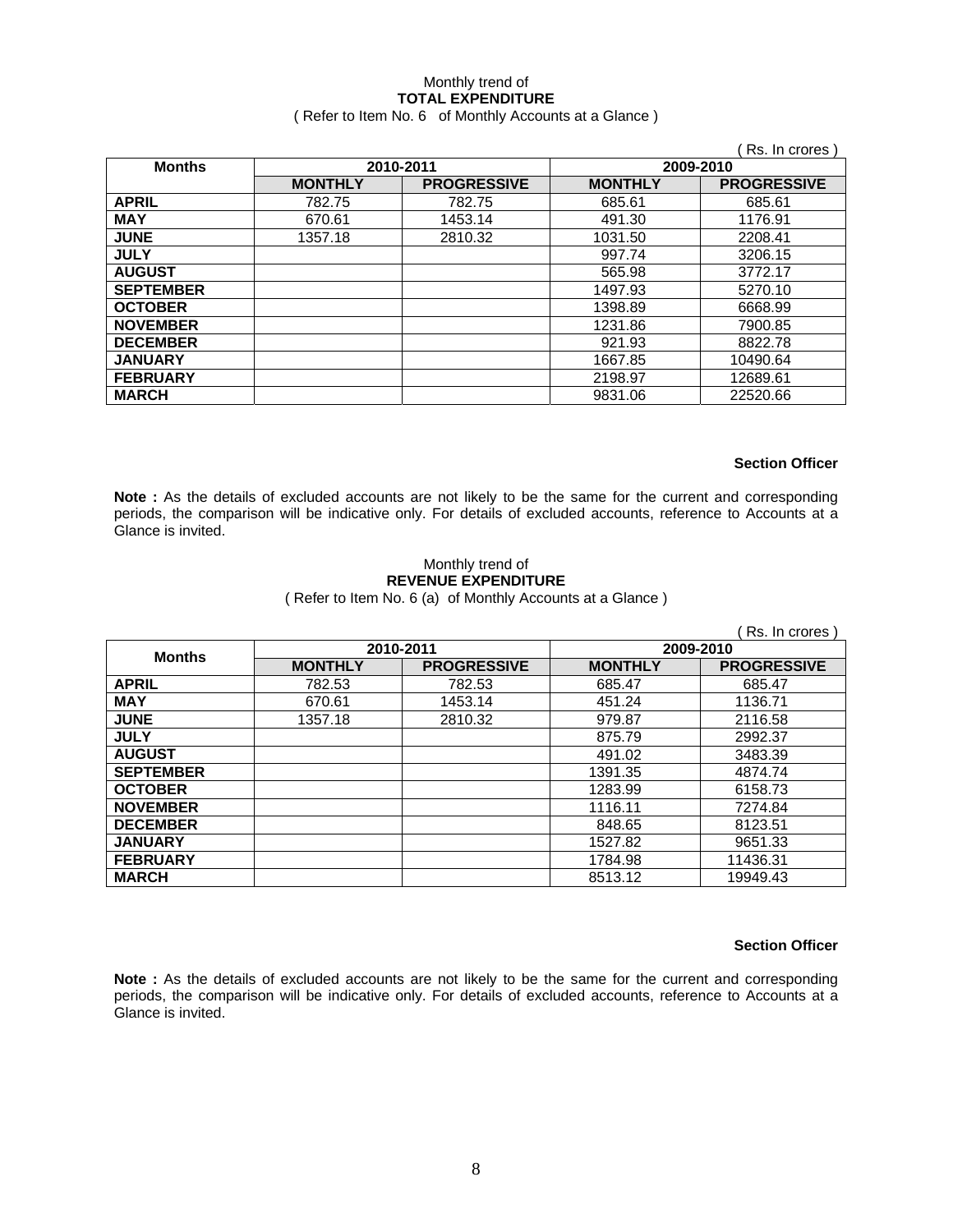Monthly trend of
**TOTAL EXPENDITURE**
( Refer to Item No. 6 of Monthly Accounts at a Glance )

( Rs. In crores )

| Months | 2010-2011 | | 2009-2010 | |
|---|---|---|---|---|
| | **MONTHLY** | **PROGRESSIVE** | **MONTHLY** | **PROGRESSIVE** |
| **APRIL** | 782.75 | 782.75 | 685.61 | 685.61 |
| **MAY** | 670.61 | 1453.14 | 491.30 | 1176.91 |
| **JUNE** | 1357.18 | 2810.32 | 1031.50 | 2208.41 |
| **JULY** | | | 997.74 | 3206.15 |
| **AUGUST** | | | 565.98 | 3772.17 |
| **SEPTEMBER** | | | 1497.93 | 5270.10 |
| **OCTOBER** | | | 1398.89 | 6668.99 |
| **NOVEMBER** | | | 1231.86 | 7900.85 |
| **DECEMBER** | | | 921.93 | 8822.78 |
| **JANUARY** | | | 1667.85 | 10490.64 |
| **FEBRUARY** | | | 2198.97 | 12689.61 |
| **MARCH** | | | 9831.06 | 22520.66 |

**Section Officer**

**Note :** As the details of excluded accounts are not likely to be the same for the current and corresponding periods, the comparison will be indicative only. For details of excluded accounts, reference to Accounts at a Glance is invited.

Monthly trend of
**REVENUE EXPENDITURE**
( Refer to Item No. 6 (a) of Monthly Accounts at a Glance )

( Rs. In crores )

| Months | 2010-2011 | | 2009-2010 | |
|---|---|---|---|---|
| | **MONTHLY** | **PROGRESSIVE** | **MONTHLY** | **PROGRESSIVE** |
| **APRIL** | 782.53 | 782.53 | 685.47 | 685.47 |
| **MAY** | 670.61 | 1453.14 | 451.24 | 1136.71 |
| **JUNE** | 1357.18 | 2810.32 | 979.87 | 2116.58 |
| **JULY** | | | 875.79 | 2992.37 |
| **AUGUST** | | | 491.02 | 3483.39 |
| **SEPTEMBER** | | | 1391.35 | 4874.74 |
| **OCTOBER** | | | 1283.99 | 6158.73 |
| **NOVEMBER** | | | 1116.11 | 7274.84 |
| **DECEMBER** | | | 848.65 | 8123.51 |
| **JANUARY** | | | 1527.82 | 9651.33 |
| **FEBRUARY** | | | 1784.98 | 11436.31 |
| **MARCH** | | | 8513.12 | 19949.43 |

**Section Officer**

**Note :** As the details of excluded accounts are not likely to be the same for the current and corresponding periods, the comparison will be indicative only. For details of excluded accounts, reference to Accounts at a Glance is invited.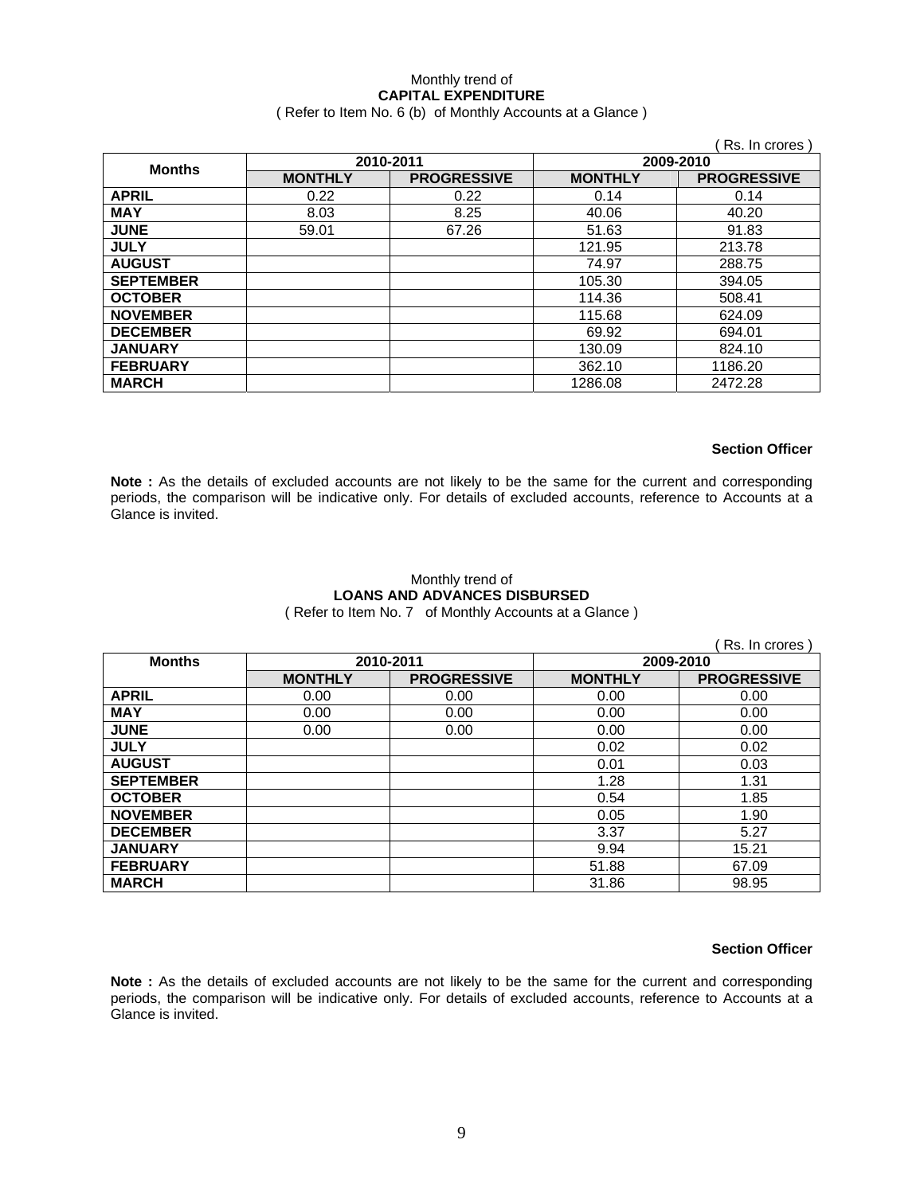Monthly trend of
**CAPITAL EXPENDITURE**
( Refer to Item No. 6 (b) of Monthly Accounts at a Glance )

( Rs. In crores )

| Months | 2010-2011 | | 2009-2010 | |
|---|---|---|---|---|
| | MONTHLY | PROGRESSIVE | MONTHLY | PROGRESSIVE |
| **APRIL** | 0.22 | 0.22 | 0.14 | 0.14 |
| **MAY** | 8.03 | 8.25 | 40.06 | 40.20 |
| **JUNE** | 59.01 | 67.26 | 51.63 | 91.83 |
| **JULY** | | | 121.95 | 213.78 |
| **AUGUST** | | | 74.97 | 288.75 |
| **SEPTEMBER** | | | 105.30 | 394.05 |
| **OCTOBER** | | | 114.36 | 508.41 |
| **NOVEMBER** | | | 115.68 | 624.09 |
| **DECEMBER** | | | 69.92 | 694.01 |
| **JANUARY** | | | 130.09 | 824.10 |
| **FEBRUARY** | | | 362.10 | 1186.20 |
| **MARCH** | | | 1286.08 | 2472.28 |

**Section Officer**

**Note :** As the details of excluded accounts are not likely to be the same for the current and corresponding periods, the comparison will be indicative only. For details of excluded accounts, reference to Accounts at a Glance is invited.

Monthly trend of
**LOANS AND ADVANCES DISBURSED**
( Refer to Item No. 7 of Monthly Accounts at a Glance )

( Rs. In crores )

| Months | 2010-2011 | | 2009-2010 | |
|---|---|---|---|---|
| | MONTHLY | PROGRESSIVE | MONTHLY | PROGRESSIVE |
| **APRIL** | 0.00 | 0.00 | 0.00 | 0.00 |
| **MAY** | 0.00 | 0.00 | 0.00 | 0.00 |
| **JUNE** | 0.00 | 0.00 | 0.00 | 0.00 |
| **JULY** | | | 0.02 | 0.02 |
| **AUGUST** | | | 0.01 | 0.03 |
| **SEPTEMBER** | | | 1.28 | 1.31 |
| **OCTOBER** | | | 0.54 | 1.85 |
| **NOVEMBER** | | | 0.05 | 1.90 |
| **DECEMBER** | | | 3.37 | 5.27 |
| **JANUARY** | | | 9.94 | 15.21 |
| **FEBRUARY** | | | 51.88 | 67.09 |
| **MARCH** | | | 31.86 | 98.95 |

**Section Officer**

**Note :** As the details of excluded accounts are not likely to be the same for the current and corresponding periods, the comparison will be indicative only. For details of excluded accounts, reference to Accounts at a Glance is invited.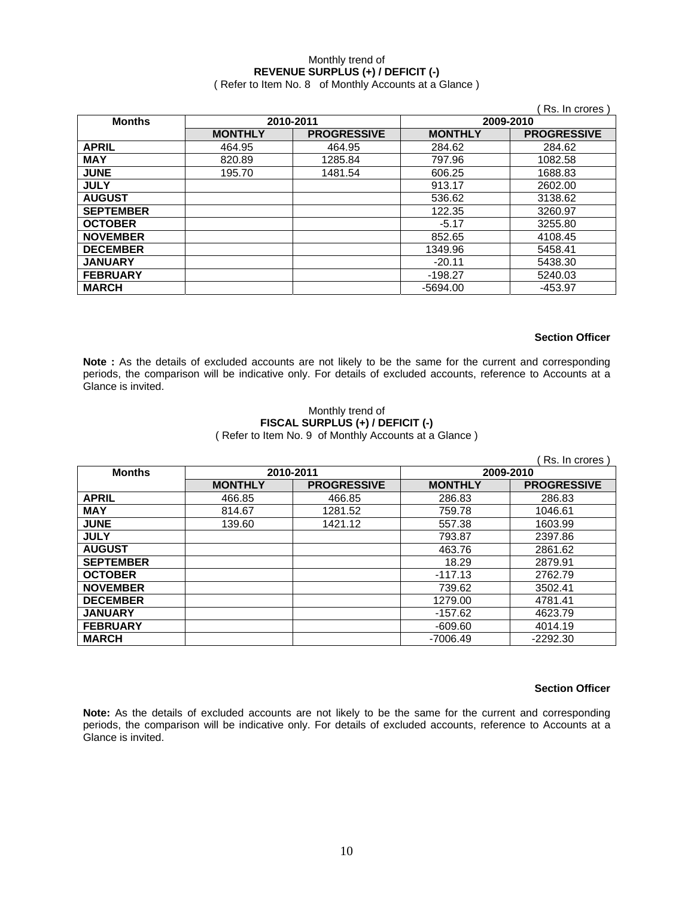Monthly trend of
**REVENUE SURPLUS (+) / DEFICIT (-)**
( Refer to Item No. 8 of Monthly Accounts at a Glance )

( Rs. In crores )

| Months | 2010-2011 | | 2009-2010 | |
|---|---|---|---|---|
| | **MONTHLY** | **PROGRESSIVE** | **MONTHLY** | **PROGRESSIVE** |
| **APRIL** | 464.95 | 464.95 | 284.62 | 284.62 |
| **MAY** | 820.89 | 1285.84 | 797.96 | 1082.58 |
| **JUNE** | 195.70 | 1481.54 | 606.25 | 1688.83 |
| **JULY** | | | 913.17 | 2602.00 |
| **AUGUST** | | | 536.62 | 3138.62 |
| **SEPTEMBER** | | | 122.35 | 3260.97 |
| **OCTOBER** | | | -5.17 | 3255.80 |
| **NOVEMBER** | | | 852.65 | 4108.45 |
| **DECEMBER** | | | 1349.96 | 5458.41 |
| **JANUARY** | | | -20.11 | 5438.30 |
| **FEBRUARY** | | | -198.27 | 5240.03 |
| **MARCH** | | | -5694.00 | -453.97 |

**Section Officer**

**Note :** As the details of excluded accounts are not likely to be the same for the current and corresponding periods, the comparison will be indicative only. For details of excluded accounts, reference to Accounts at a Glance is invited.

Monthly trend of
**FISCAL SURPLUS (+) / DEFICIT (-)**
( Refer to Item No. 9 of Monthly Accounts at a Glance )

( Rs. In crores )

| Months | 2010-2011 | | 2009-2010 | |
|---|---|---|---|---|
| | **MONTHLY** | **PROGRESSIVE** | **MONTHLY** | **PROGRESSIVE** |
| **APRIL** | 466.85 | 466.85 | 286.83 | 286.83 |
| **MAY** | 814.67 | 1281.52 | 759.78 | 1046.61 |
| **JUNE** | 139.60 | 1421.12 | 557.38 | 1603.99 |
| **JULY** | | | 793.87 | 2397.86 |
| **AUGUST** | | | 463.76 | 2861.62 |
| **SEPTEMBER** | | | 18.29 | 2879.91 |
| **OCTOBER** | | | -117.13 | 2762.79 |
| **NOVEMBER** | | | 739.62 | 3502.41 |
| **DECEMBER** | | | 1279.00 | 4781.41 |
| **JANUARY** | | | -157.62 | 4623.79 |
| **FEBRUARY** | | | -609.60 | 4014.19 |
| **MARCH** | | | -7006.49 | -2292.30 |

**Section Officer**

**Note:** As the details of excluded accounts are not likely to be the same for the current and corresponding periods, the comparison will be indicative only. For details of excluded accounts, reference to Accounts at a Glance is invited.